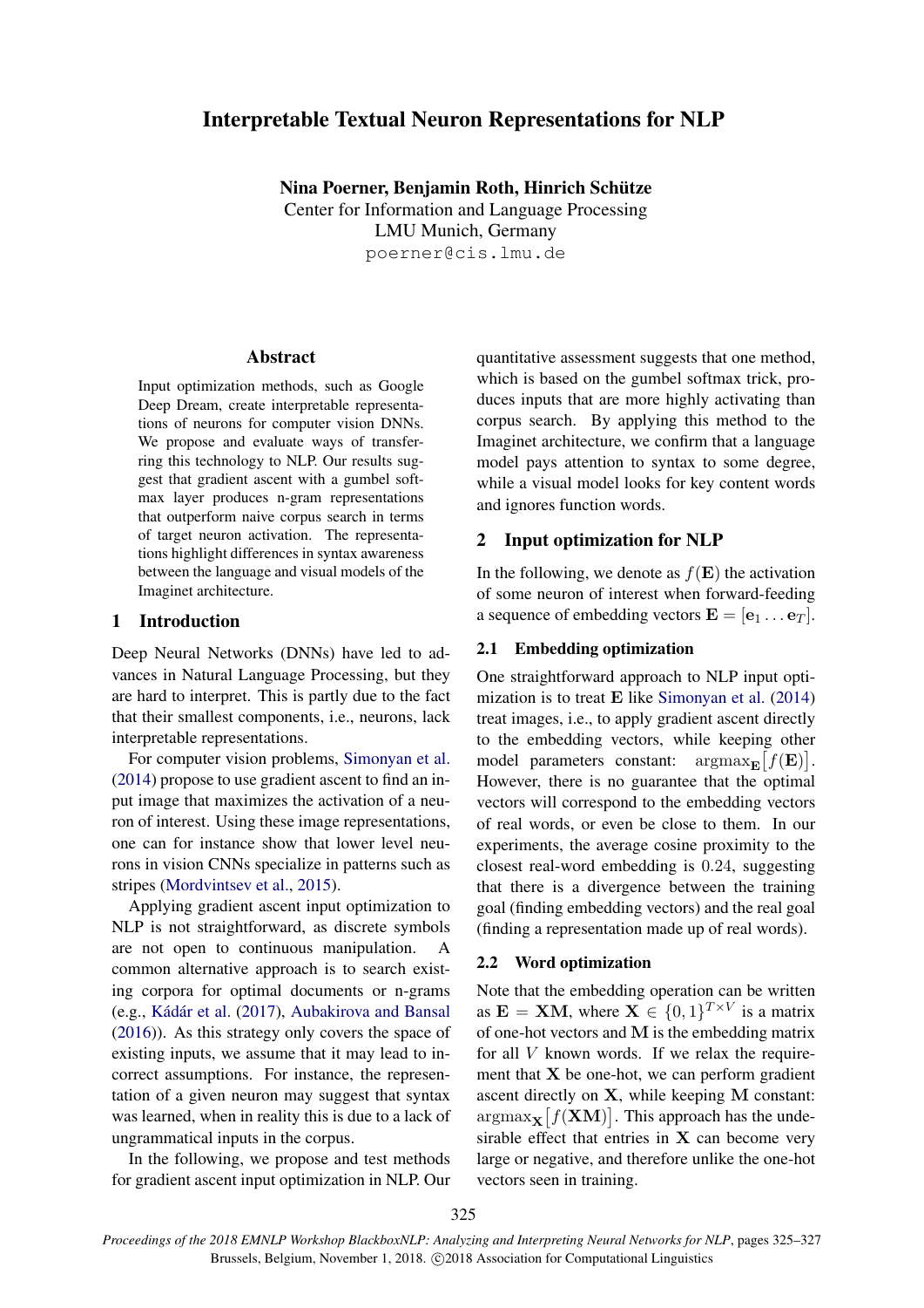# Interpretable Textual Neuron Representations for NLP

**Nina Poerner, Benjamin Roth, Hinrich Schütze**
Center for Information and Language Processing
LMU Munich, Germany
poerner@cis.lmu.de

## Abstract

Input optimization methods, such as Google Deep Dream, create interpretable representations of neurons for computer vision DNNs. We propose and evaluate ways of transferring this technology to NLP. Our results suggest that gradient ascent with a gumbel softmax layer produces n-gram representations that outperform naive corpus search in terms of target neuron activation. The representations highlight differences in syntax awareness between the language and visual models of the Imaginet architecture.

## 1 Introduction

Deep Neural Networks (DNNs) have led to advances in Natural Language Processing, but they are hard to interpret. This is partly due to the fact that their smallest components, i.e., neurons, lack interpretable representations.

For computer vision problems, Simonyan et al. (2014) propose to use gradient ascent to find an input image that maximizes the activation of a neuron of interest. Using these image representations, one can for instance show that lower level neurons in vision CNNs specialize in patterns such as stripes (Mordvintsev et al., 2015).

Applying gradient ascent input optimization to NLP is not straightforward, as discrete symbols are not open to continuous manipulation. A common alternative approach is to search existing corpora for optimal documents or n-grams (e.g., Kádár et al. (2017), Aubakirova and Bansal (2016)). As this strategy only covers the space of existing inputs, we assume that it may lead to incorrect assumptions. For instance, the representation of a given neuron may suggest that syntax was learned, when in reality this is due to a lack of ungrammatical inputs in the corpus.

In the following, we propose and test methods for gradient ascent input optimization in NLP. Our quantitative assessment suggests that one method, which is based on the gumbel softmax trick, produces inputs that are more highly activating than corpus search. By applying this method to the Imaginet architecture, we confirm that a language model pays attention to syntax to some degree, while a visual model looks for key content words and ignores function words.

## 2 Input optimization for NLP

In the following, we denote as $f(\mathbf{E})$ the activation of some neuron of interest when forward-feeding a sequence of embedding vectors $\mathbf{E} = [\mathbf{e}_1 \dots \mathbf{e}_T]$.

### 2.1 Embedding optimization

One straightforward approach to NLP input optimization is to treat $\mathbf{E}$ like Simonyan et al. (2014) treat images, i.e., to apply gradient ascent directly to the embedding vectors, while keeping other model parameters constant: $\text{argmax}_{\mathbf{E}}\big[f(\mathbf{E})\big]$. However, there is no guarantee that the optimal vectors will correspond to the embedding vectors of real words, or even be close to them. In our experiments, the average cosine proximity to the closest real-word embedding is 0.24, suggesting that there is a divergence between the training goal (finding embedding vectors) and the real goal (finding a representation made up of real words).

### 2.2 Word optimization

Note that the embedding operation can be written as $\mathbf{E} = \mathbf{XM}$, where $\mathbf{X} \in \{0,1\}^{T \times V}$ is a matrix of one-hot vectors and $\mathbf{M}$ is the embedding matrix for all $V$ known words. If we relax the requirement that $\mathbf{X}$ be one-hot, we can perform gradient ascent directly on $\mathbf{X}$, while keeping $\mathbf{M}$ constant: $\text{argmax}_{\mathbf{X}}\big[f(\mathbf{XM})\big]$. This approach has the undesirable effect that entries in $\mathbf{X}$ can become very large or negative, and therefore unlike the one-hot vectors seen in training.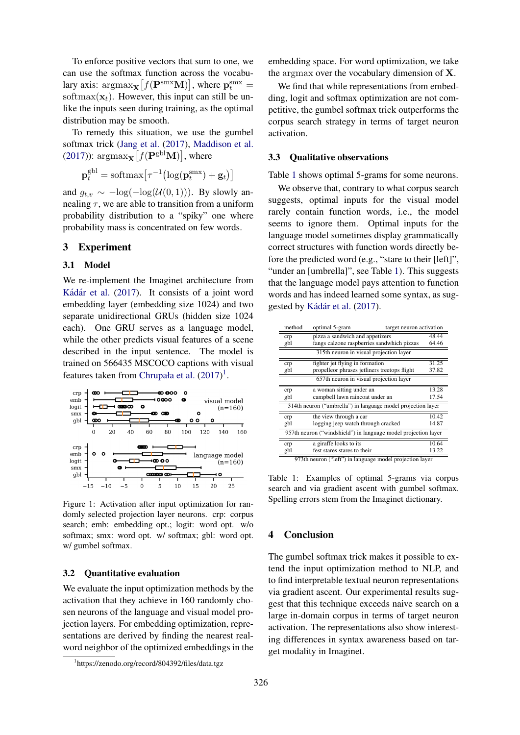To enforce positive vectors that sum to one, we can use the softmax function across the vocabulary axis: $\text{argmax}_{\mathbf{X}}\left[f(\mathbf{P}^{\text{smx}}\mathbf{M})\right]$, where $\mathbf{p}_t^{\text{smx}} = \text{softmax}(\mathbf{x}_t)$. However, this input can still be unlike the inputs seen during training, as the optimal distribution may be smooth.

To remedy this situation, we use the gumbel softmax trick (Jang et al. (2017), Maddison et al. (2017)): $\text{argmax}_{\mathbf{X}}\left[f(\mathbf{P}^{\text{gbl}}\mathbf{M})\right]$, where

$$\mathbf{p}_t^{\text{gbl}} = \text{softmax}\left[\tau^{-1}\left(\log(\mathbf{p}_t^{\text{smx}}) + \mathbf{g}_t\right)\right]$$

and $g_{t,v} \sim -\log(-\log(\mathcal{U}(0,1)))$. By slowly annealing $\tau$, we are able to transition from a uniform probability distribution to a "spiky" one where probability mass is concentrated on few words.

## 3 Experiment

### 3.1 Model

We re-implement the Imaginet architecture from Kádár et al. (2017). It consists of a joint word embedding layer (embedding size 1024) and two separate unidirectional GRUs (hidden size 1024 each). One GRU serves as a language model, while the other predicts visual features of a scene described in the input sentence. The model is trained on 566435 MSCOCO captions with visual features taken from Chrupała et al. (2017)[1].

Figure 1: Activation after input optimization for randomly selected projection layer neurons. crp: corpus search; emb: embedding opt.; logit: word opt. w/o softmax; smx: word opt. w/ softmax; gbl: word opt. w/ gumbel softmax.

### 3.2 Quantitative evaluation

We evaluate the input optimization methods by the activation that they achieve in 160 randomly chosen neurons of the language and visual model projection layers. For embedding optimization, representations are derived by finding the nearest real-word neighbor of the optimized embeddings in the embedding space. For word optimization, we take the argmax over the vocabulary dimension of $\mathbf{X}$.

We find that while representations from embedding, logit and softmax optimization are not competitive, the gumbel softmax trick outperforms the corpus search strategy in terms of target neuron activation.

### 3.3 Qualitative observations

Table 1 shows optimal 5-grams for some neurons.

We observe that, contrary to what corpus search suggests, optimal inputs for the visual model rarely contain function words, i.e., the model seems to ignore them. Optimal inputs for the language model sometimes display grammatically correct structures with function words directly before the predicted word (e.g., "stare to their [left]", "under an [umbrella]", see Table 1). This suggests that the language model pays attention to function words and has indeed learned some syntax, as suggested by Kádár et al. (2017).

| method | optimal 5-gram | target neuron activation |
|---|---|---|
| crp | pizza a sandwich and appetizers | 48.44 |
| gbl | fangs calzone raspberries sandwhich pizzas | 64.46 |
| | 315th neuron in visual projection layer | |
| crp | fighter jet flying in formation | 31.25 |
| gbl | propelleor phrases jetliners treetops flight | 37.82 |
| | 657th neuron in visual projection layer | |
| crp | a woman sitting under an | 13.28 |
| gbl | campbell lawn raincoat under an | 17.54 |
| | 314th neuron ("umbrella") in language model projection layer | |
| crp | the view through a car | 10.42 |
| gbl | logging jeep watch through cracked | 14.87 |
| | 957th neuron ("windshield") in language model projection layer | |
| crp | a giraffe looks to its | 10.64 |
| gbl | fest stares stares to their | 13.22 |
| | 973th neuron ("left") in language model projection layer | |

Table 1: Examples of optimal 5-grams via corpus search and via gradient ascent with gumbel softmax. Spelling errors stem from the Imaginet dictionary.

## 4 Conclusion

The gumbel softmax trick makes it possible to extend the input optimization method to NLP, and to find interpretable textual neuron representations via gradient ascent. Our experimental results suggest that this technique exceeds naive search on a large in-domain corpus in terms of target neuron activation. The representations also show interesting differences in syntax awareness based on target modality in Imaginet.

[1] https://zenodo.org/record/804392/files/data.tgz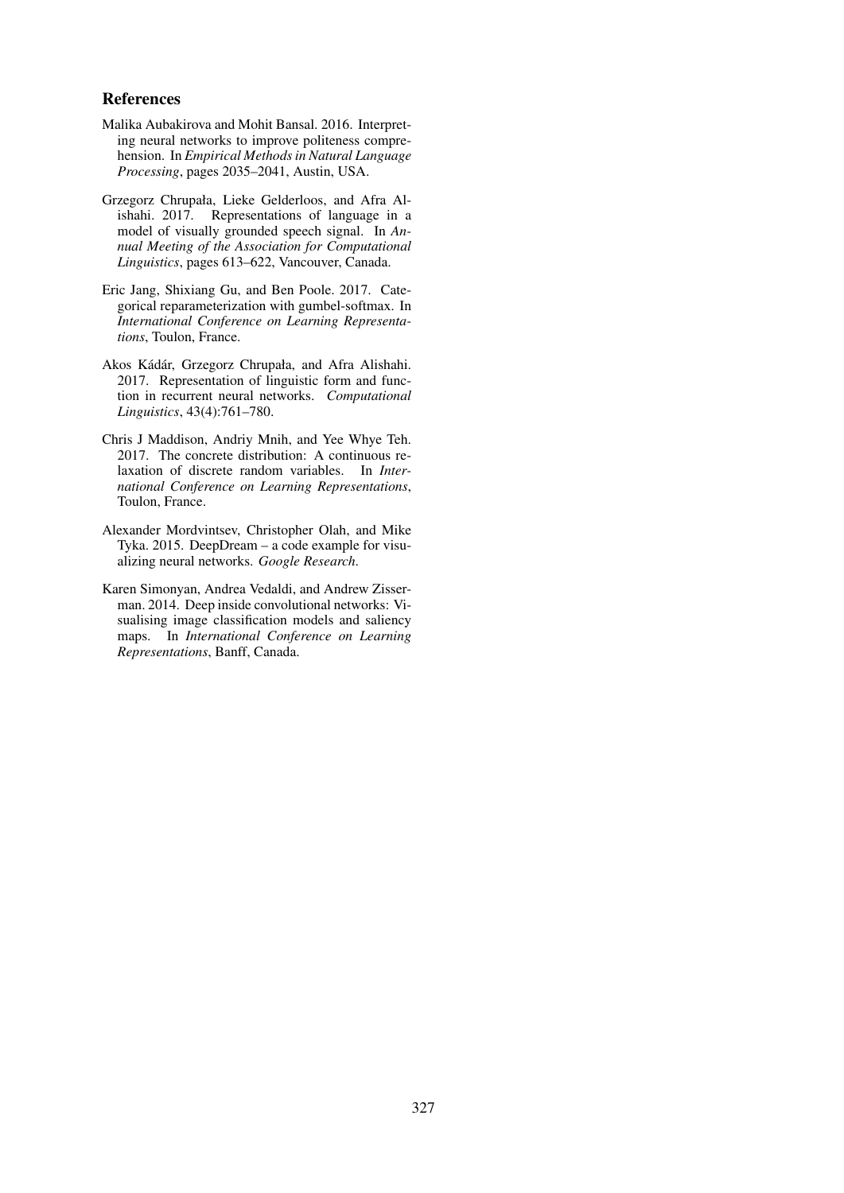## References

Malika Aubakirova and Mohit Bansal. 2016. Interpreting neural networks to improve politeness comprehension. In *Empirical Methods in Natural Language Processing*, pages 2035–2041, Austin, USA.

Grzegorz Chrupała, Lieke Gelderloos, and Afra Alishahi. 2017. Representations of language in a model of visually grounded speech signal. In *Annual Meeting of the Association for Computational Linguistics*, pages 613–622, Vancouver, Canada.

Eric Jang, Shixiang Gu, and Ben Poole. 2017. Categorical reparameterization with gumbel-softmax. In *International Conference on Learning Representations*, Toulon, France.

Akos Kádár, Grzegorz Chrupała, and Afra Alishahi. 2017. Representation of linguistic form and function in recurrent neural networks. *Computational Linguistics*, 43(4):761–780.

Chris J Maddison, Andriy Mnih, and Yee Whye Teh. 2017. The concrete distribution: A continuous relaxation of discrete random variables. In *International Conference on Learning Representations*, Toulon, France.

Alexander Mordvintsev, Christopher Olah, and Mike Tyka. 2015. DeepDream – a code example for visualizing neural networks. *Google Research*.

Karen Simonyan, Andrea Vedaldi, and Andrew Zisserman. 2014. Deep inside convolutional networks: Visualising image classification models and saliency maps. In *International Conference on Learning Representations*, Banff, Canada.